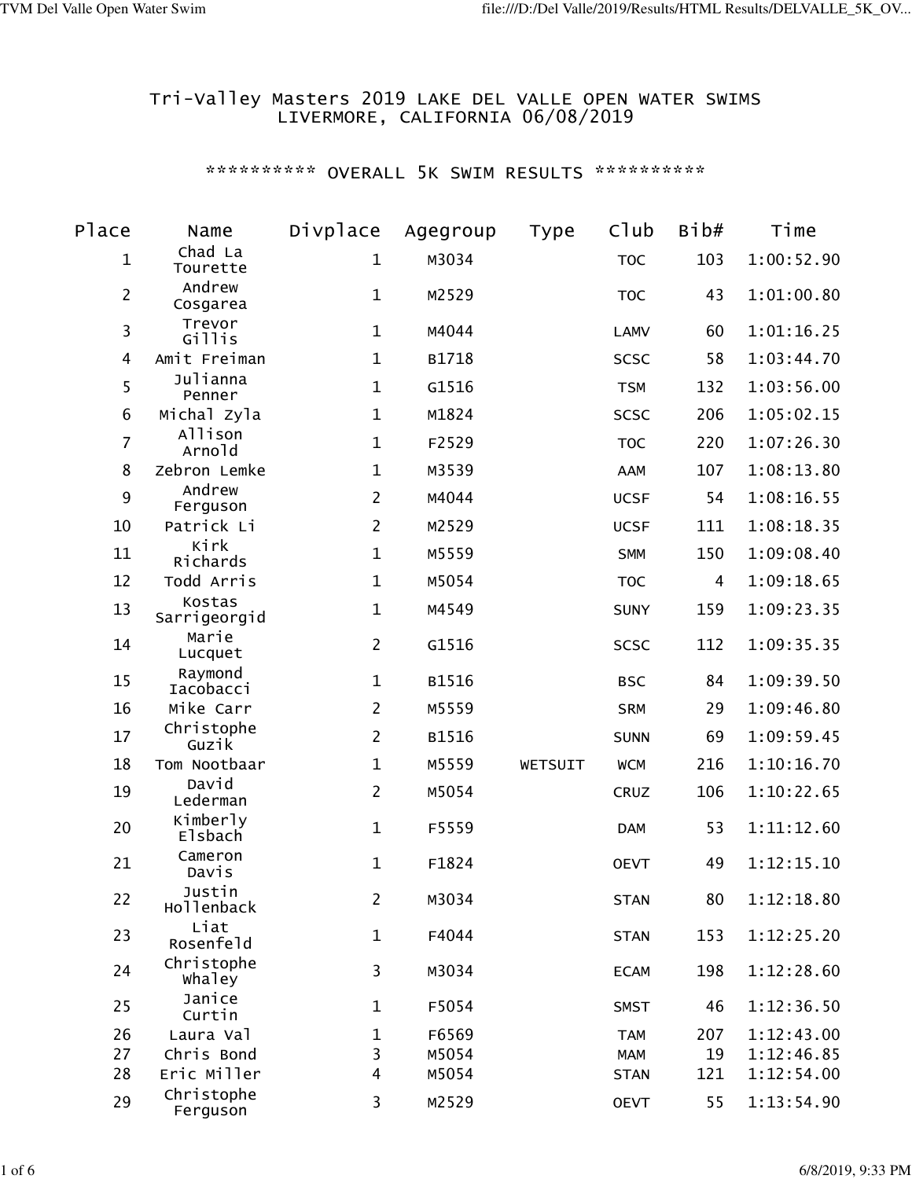# Tri-Valley Masters 2019 LAKE DEL VALLE OPEN WATER SWIMS
## LIVERMORE, CALIFORNIA 06/08/2019

### ********** OVERALL 5K SWIM RESULTS **********

| Place | Name | Divplace | Agegroup | Type | Club | Bib# | Time |
|---|---|---|---|---|---|---|---|
| 1 | Chad La Tourette | 1 | M3034 | | TOC | 103 | 1:00:52.90 |
| 2 | Andrew Cosgarea | 1 | M2529 | | TOC | 43 | 1:01:00.80 |
| 3 | Trevor Gillis | 1 | M4044 | | LAMV | 60 | 1:01:16.25 |
| 4 | Amit Freiman | 1 | B1718 | | SCSC | 58 | 1:03:44.70 |
| 5 | Julianna Penner | 1 | G1516 | | TSM | 132 | 1:03:56.00 |
| 6 | Michal Zyla | 1 | M1824 | | SCSC | 206 | 1:05:02.15 |
| 7 | Allison Arnold | 1 | F2529 | | TOC | 220 | 1:07:26.30 |
| 8 | Zebron Lemke | 1 | M3539 | | AAM | 107 | 1:08:13.80 |
| 9 | Andrew Ferguson | 2 | M4044 | | UCSF | 54 | 1:08:16.55 |
| 10 | Patrick Li | 2 | M2529 | | UCSF | 111 | 1:08:18.35 |
| 11 | Kirk Richards | 1 | M5559 | | SMM | 150 | 1:09:08.40 |
| 12 | Todd Arris | 1 | M5054 | | TOC | 4 | 1:09:18.65 |
| 13 | Kostas Sarrigeorgid | 1 | M4549 | | SUNY | 159 | 1:09:23.35 |
| 14 | Marie Lucquet | 2 | G1516 | | SCSC | 112 | 1:09:35.35 |
| 15 | Raymond Iacobacci | 1 | B1516 | | BSC | 84 | 1:09:39.50 |
| 16 | Mike Carr | 2 | M5559 | | SRM | 29 | 1:09:46.80 |
| 17 | Christophe Guzik | 2 | B1516 | | SUNN | 69 | 1:09:59.45 |
| 18 | Tom Nootbaar | 1 | M5559 | WETSUIT | WCM | 216 | 1:10:16.70 |
| 19 | David Lederman | 2 | M5054 | | CRUZ | 106 | 1:10:22.65 |
| 20 | Kimberly Elsbach | 1 | F5559 | | DAM | 53 | 1:11:12.60 |
| 21 | Cameron Davis | 1 | F1824 | | OEVT | 49 | 1:12:15.10 |
| 22 | Justin Hollenback | 2 | M3034 | | STAN | 80 | 1:12:18.80 |
| 23 | Liat Rosenfeld | 1 | F4044 | | STAN | 153 | 1:12:25.20 |
| 24 | Christophe Whaley | 3 | M3034 | | ECAM | 198 | 1:12:28.60 |
| 25 | Janice Curtin | 1 | F5054 | | SMST | 46 | 1:12:36.50 |
| 26 | Laura Val | 1 | F6569 | | TAM | 207 | 1:12:43.00 |
| 27 | Chris Bond | 3 | M5054 | | MAM | 19 | 1:12:46.85 |
| 28 | Eric Miller | 4 | M5054 | | STAN | 121 | 1:12:54.00 |
| 29 | Christophe Ferguson | 3 | M2529 | | OEVT | 55 | 1:13:54.90 |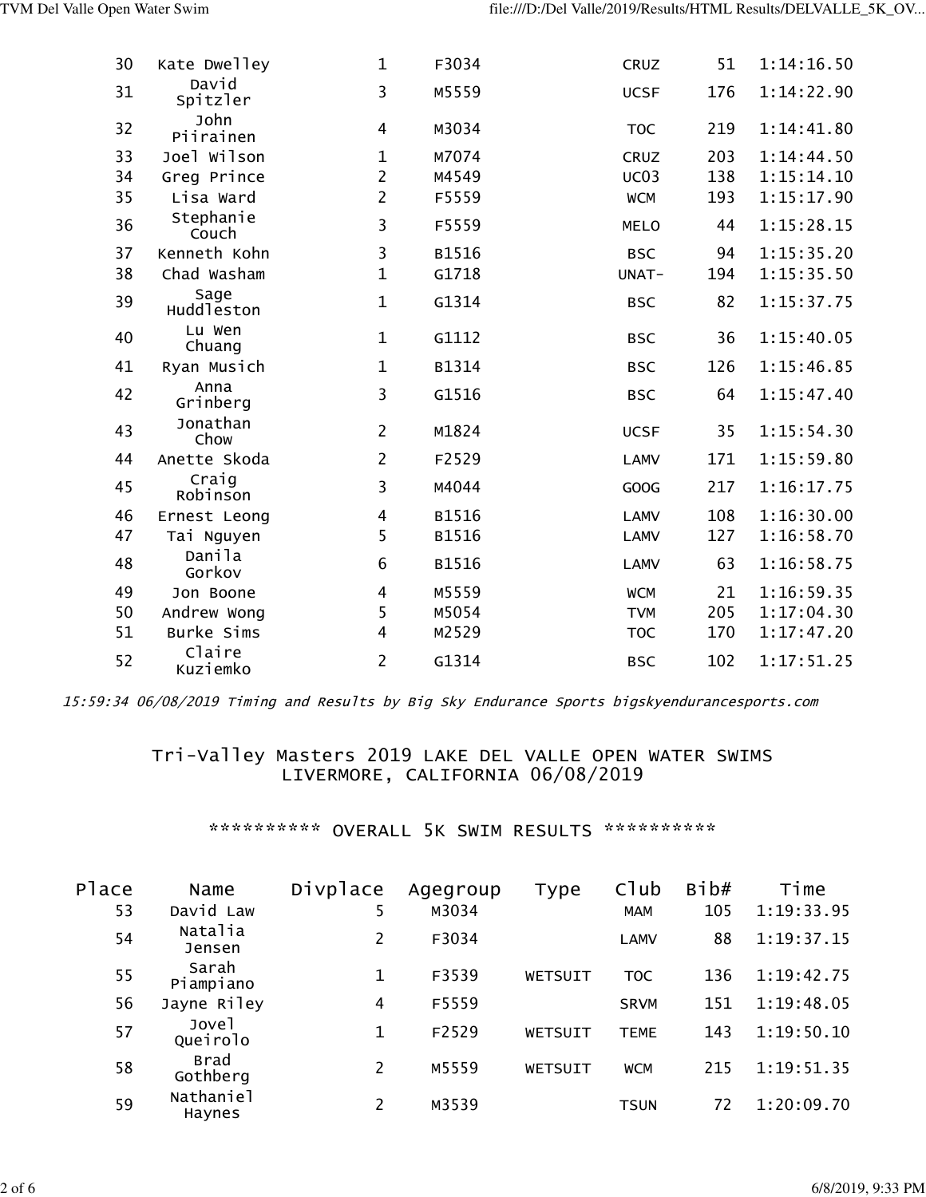| Place | Name | Divplace | Agegroup | Type | Club | Bib# | Time |
|---|---|---|---|---|---|---|---|
| 30 | Kate Dwelley | 1 | F3034 | | CRUZ | 51 | 1:14:16.50 |
| 31 | David Spitzler | 3 | M5559 | | UCSF | 176 | 1:14:22.90 |
| 32 | John Piirainen | 4 | M3034 | | TOC | 219 | 1:14:41.80 |
| 33 | Joel Wilson | 1 | M7074 | | CRUZ | 203 | 1:14:44.50 |
| 34 | Greg Prince | 2 | M4549 | | UC03 | 138 | 1:15:14.10 |
| 35 | Lisa Ward | 2 | F5559 | | WCM | 193 | 1:15:17.90 |
| 36 | Stephanie Couch | 3 | F5559 | | MELO | 44 | 1:15:28.15 |
| 37 | Kenneth Kohn | 3 | B1516 | | BSC | 94 | 1:15:35.20 |
| 38 | Chad Washam | 1 | G1718 | | UNAT- | 194 | 1:15:35.50 |
| 39 | Sage Huddleston | 1 | G1314 | | BSC | 82 | 1:15:37.75 |
| 40 | Lu Wen Chuang | 1 | G1112 | | BSC | 36 | 1:15:40.05 |
| 41 | Ryan Musich | 1 | B1314 | | BSC | 126 | 1:15:46.85 |
| 42 | Anna Grinberg | 3 | G1516 | | BSC | 64 | 1:15:47.40 |
| 43 | Jonathan Chow | 2 | M1824 | | UCSF | 35 | 1:15:54.30 |
| 44 | Anette Skoda | 2 | F2529 | | LAMV | 171 | 1:15:59.80 |
| 45 | Craig Robinson | 3 | M4044 | | GOOG | 217 | 1:16:17.75 |
| 46 | Ernest Leong | 4 | B1516 | | LAMV | 108 | 1:16:30.00 |
| 47 | Tai Nguyen | 5 | B1516 | | LAMV | 127 | 1:16:58.70 |
| 48 | Danila Gorkov | 6 | B1516 | | LAMV | 63 | 1:16:58.75 |
| 49 | Jon Boone | 4 | M5559 | | WCM | 21 | 1:16:59.35 |
| 50 | Andrew Wong | 5 | M5054 | | TVM | 205 | 1:17:04.30 |
| 51 | Burke Sims | 4 | M2529 | | TOC | 170 | 1:17:47.20 |
| 52 | Claire Kuziemko | 2 | G1314 | | BSC | 102 | 1:17:51.25 |

*15:59:34 06/08/2019 Timing and Results by Big Sky Endurance Sports bigskyendurancesports.com*

## Tri-Valley Masters 2019 LAKE DEL VALLE OPEN WATER SWIMS
## LIVERMORE, CALIFORNIA 06/08/2019

### ********** OVERALL 5K SWIM RESULTS **********

| Place | Name | Divplace | Agegroup | Type | Club | Bib# | Time |
|---|---|---|---|---|---|---|---|
| 53 | David Law | 5 | M3034 | | MAM | 105 | 1:19:33.95 |
| 54 | Natalia Jensen | 2 | F3034 | | LAMV | 88 | 1:19:37.15 |
| 55 | Sarah Piampiano | 1 | F3539 | WETSUIT | TOC | 136 | 1:19:42.75 |
| 56 | Jayne Riley | 4 | F5559 | | SRVM | 151 | 1:19:48.05 |
| 57 | Jovel Queirolo | 1 | F2529 | WETSUIT | TEME | 143 | 1:19:50.10 |
| 58 | Brad Gothberg | 2 | M5559 | WETSUIT | WCM | 215 | 1:19:51.35 |
| 59 | Nathaniel Haynes | 2 | M3539 | | TSUN | 72 | 1:20:09.70 |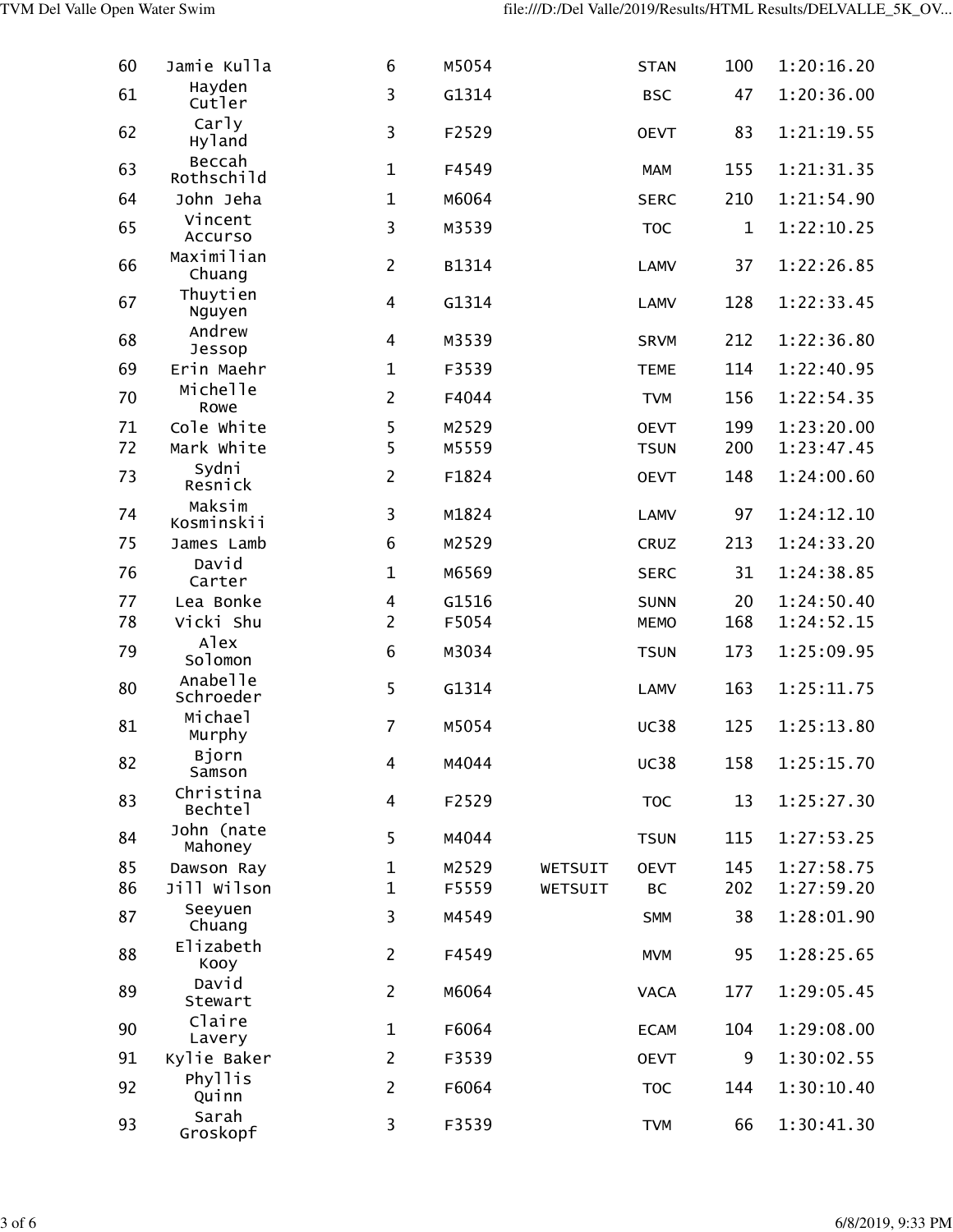| | | | | | | | |
|---|---|---|---|---|---|---|---|
| 60 | Jamie Kulla | 6 | M5054 | | STAN | 100 | 1:20:16.20 |
| 61 | Hayden Cutler | 3 | G1314 | | BSC | 47 | 1:20:36.00 |
| 62 | Carly Hyland | 3 | F2529 | | OEVT | 83 | 1:21:19.55 |
| 63 | Beccah Rothschild | 1 | F4549 | | MAM | 155 | 1:21:31.35 |
| 64 | John Jeha | 1 | M6064 | | SERC | 210 | 1:21:54.90 |
| 65 | Vincent Accurso | 3 | M3539 | | TOC | 1 | 1:22:10.25 |
| 66 | Maximilian Chuang | 2 | B1314 | | LAMV | 37 | 1:22:26.85 |
| 67 | Thuytien Nguyen | 4 | G1314 | | LAMV | 128 | 1:22:33.45 |
| 68 | Andrew Jessop | 4 | M3539 | | SRVM | 212 | 1:22:36.80 |
| 69 | Erin Maehr | 1 | F3539 | | TEME | 114 | 1:22:40.95 |
| 70 | Michelle Rowe | 2 | F4044 | | TVM | 156 | 1:22:54.35 |
| 71 | Cole White | 5 | M2529 | | OEVT | 199 | 1:23:20.00 |
| 72 | Mark White | 5 | M5559 | | TSUN | 200 | 1:23:47.45 |
| 73 | Sydni Resnick | 2 | F1824 | | OEVT | 148 | 1:24:00.60 |
| 74 | Maksim Kosminskii | 3 | M1824 | | LAMV | 97 | 1:24:12.10 |
| 75 | James Lamb | 6 | M2529 | | CRUZ | 213 | 1:24:33.20 |
| 76 | David Carter | 1 | M6569 | | SERC | 31 | 1:24:38.85 |
| 77 | Lea Bonke | 4 | G1516 | | SUNN | 20 | 1:24:50.40 |
| 78 | Vicki Shu | 2 | F5054 | | MEMO | 168 | 1:24:52.15 |
| 79 | Alex Solomon | 6 | M3034 | | TSUN | 173 | 1:25:09.95 |
| 80 | Anabelle Schroeder | 5 | G1314 | | LAMV | 163 | 1:25:11.75 |
| 81 | Michael Murphy | 7 | M5054 | | UC38 | 125 | 1:25:13.80 |
| 82 | Bjorn Samson | 4 | M4044 | | UC38 | 158 | 1:25:15.70 |
| 83 | Christina Bechtel | 4 | F2529 | | TOC | 13 | 1:25:27.30 |
| 84 | John (nate Mahoney | 5 | M4044 | | TSUN | 115 | 1:27:53.25 |
| 85 | Dawson Ray | 1 | M2529 | WETSUIT | OEVT | 145 | 1:27:58.75 |
| 86 | Jill Wilson | 1 | F5559 | WETSUIT | BC | 202 | 1:27:59.20 |
| 87 | Seeyuen Chuang | 3 | M4549 | | SMM | 38 | 1:28:01.90 |
| 88 | Elizabeth Kooy | 2 | F4549 | | MVM | 95 | 1:28:25.65 |
| 89 | David Stewart | 2 | M6064 | | VACA | 177 | 1:29:05.45 |
| 90 | Claire Lavery | 1 | F6064 | | ECAM | 104 | 1:29:08.00 |
| 91 | Kylie Baker | 2 | F3539 | | OEVT | 9 | 1:30:02.55 |
| 92 | Phyllis Quinn | 2 | F6064 | | TOC | 144 | 1:30:10.40 |
| 93 | Sarah Groskopf | 3 | F3539 | | TVM | 66 | 1:30:41.30 |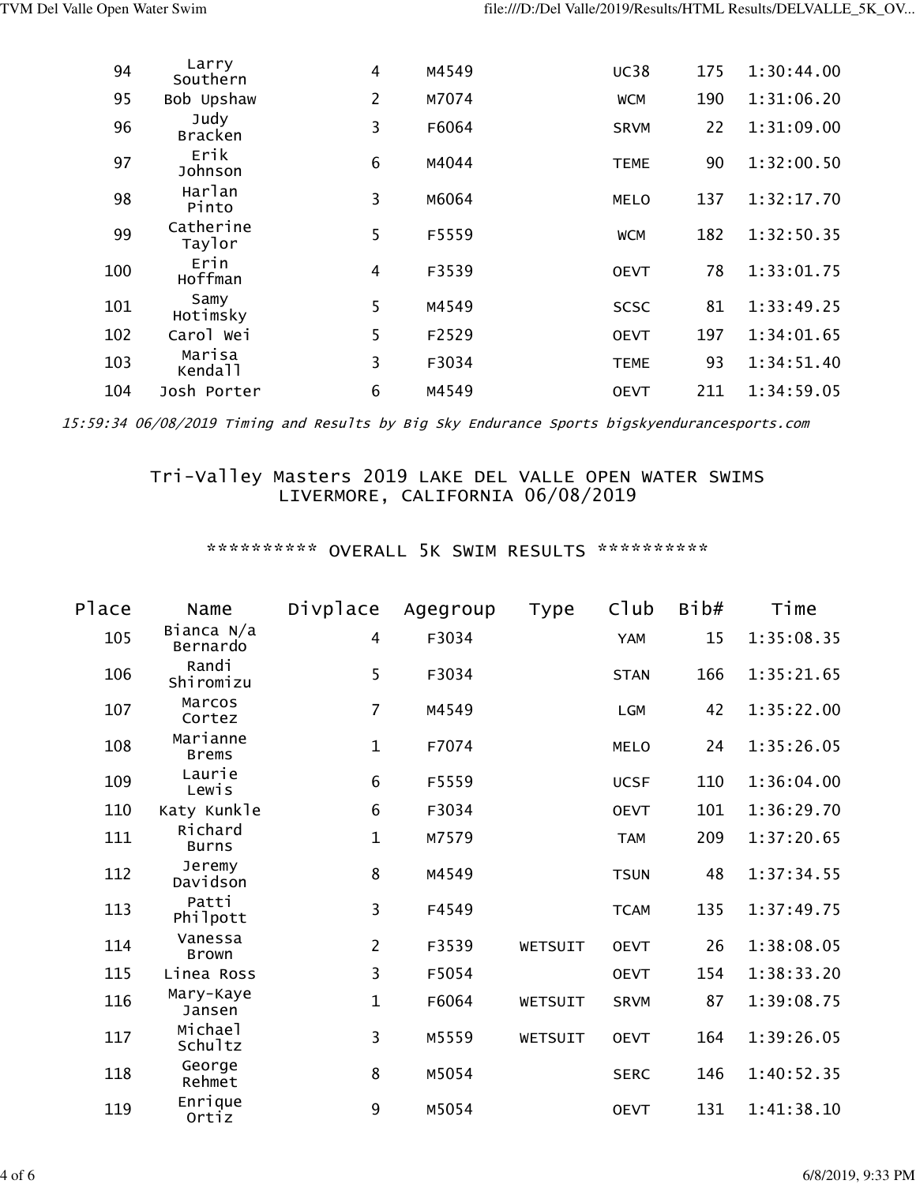| Place | Name | Divplace | Agegroup | Type | Club | Bib# | Time |
|---|---|---|---|---|---|---|---|
| 94 | Larry Southern | 4 | M4549 | | UC38 | 175 | 1:30:44.00 |
| 95 | Bob Upshaw | 2 | M7074 | | WCM | 190 | 1:31:06.20 |
| 96 | Judy Bracken | 3 | F6064 | | SRVM | 22 | 1:31:09.00 |
| 97 | Erik Johnson | 6 | M4044 | | TEME | 90 | 1:32:00.50 |
| 98 | Harlan Pinto | 3 | M6064 | | MELO | 137 | 1:32:17.70 |
| 99 | Catherine Taylor | 5 | F5559 | | WCM | 182 | 1:32:50.35 |
| 100 | Erin Hoffman | 4 | F3539 | | OEVT | 78 | 1:33:01.75 |
| 101 | Samy Hotimsky | 5 | M4549 | | SCSC | 81 | 1:33:49.25 |
| 102 | Carol Wei | 5 | F2529 | | OEVT | 197 | 1:34:01.65 |
| 103 | Marisa Kendall | 3 | F3034 | | TEME | 93 | 1:34:51.40 |
| 104 | Josh Porter | 6 | M4549 | | OEVT | 211 | 1:34:59.05 |

*15:59:34 06/08/2019 Timing and Results by Big Sky Endurance Sports bigskyendurancesports.com*

## Tri-Valley Masters 2019 LAKE DEL VALLE OPEN WATER SWIMS LIVERMORE, CALIFORNIA 06/08/2019

### ********** OVERALL 5K SWIM RESULTS **********

| Place | Name | Divplace | Agegroup | Type | Club | Bib# | Time |
|---|---|---|---|---|---|---|---|
| 105 | Bianca N/a Bernardo | 4 | F3034 | | YAM | 15 | 1:35:08.35 |
| 106 | Randi Shiromizu | 5 | F3034 | | STAN | 166 | 1:35:21.65 |
| 107 | Marcos Cortez | 7 | M4549 | | LGM | 42 | 1:35:22.00 |
| 108 | Marianne Brems | 1 | F7074 | | MELO | 24 | 1:35:26.05 |
| 109 | Laurie Lewis | 6 | F5559 | | UCSF | 110 | 1:36:04.00 |
| 110 | Katy Kunkle | 6 | F3034 | | OEVT | 101 | 1:36:29.70 |
| 111 | Richard Burns | 1 | M7579 | | TAM | 209 | 1:37:20.65 |
| 112 | Jeremy Davidson | 8 | M4549 | | TSUN | 48 | 1:37:34.55 |
| 113 | Patti Philpott | 3 | F4549 | | TCAM | 135 | 1:37:49.75 |
| 114 | Vanessa Brown | 2 | F3539 | WETSUIT | OEVT | 26 | 1:38:08.05 |
| 115 | Linea Ross | 3 | F5054 | | OEVT | 154 | 1:38:33.20 |
| 116 | Mary-Kaye Jansen | 1 | F6064 | WETSUIT | SRVM | 87 | 1:39:08.75 |
| 117 | Michael Schultz | 3 | M5559 | WETSUIT | OEVT | 164 | 1:39:26.05 |
| 118 | George Rehmet | 8 | M5054 | | SERC | 146 | 1:40:52.35 |
| 119 | Enrique Ortiz | 9 | M5054 | | OEVT | 131 | 1:41:38.10 |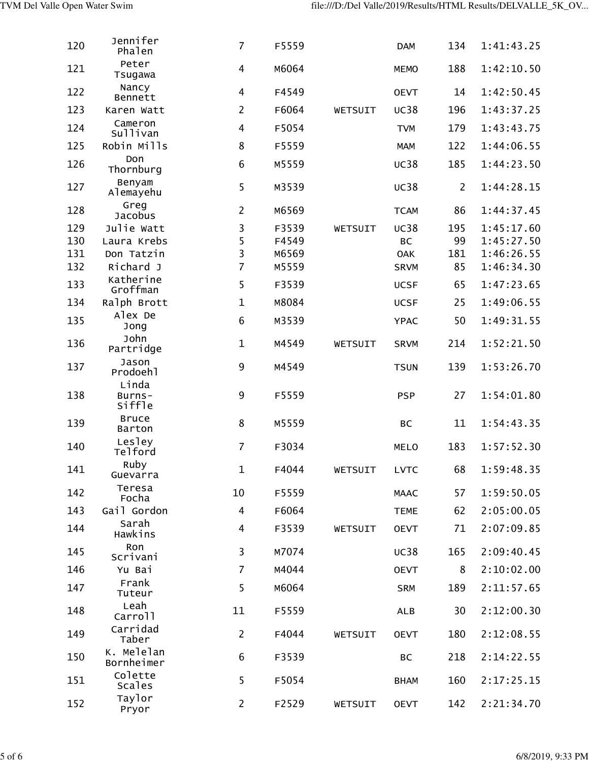| | | | | | | | |
|---|---|---|---|---|---|---|---|
| 120 | Jennifer Phalen | 7 | F5559 | | DAM | 134 | 1:41:43.25 |
| 121 | Peter Tsugawa | 4 | M6064 | | MEMO | 188 | 1:42:10.50 |
| 122 | Nancy Bennett | 4 | F4549 | | OEVT | 14 | 1:42:50.45 |
| 123 | Karen Watt | 2 | F6064 | WETSUIT | UC38 | 196 | 1:43:37.25 |
| 124 | Cameron Sullivan | 4 | F5054 | | TVM | 179 | 1:43:43.75 |
| 125 | Robin Mills | 8 | F5559 | | MAM | 122 | 1:44:06.55 |
| 126 | Don Thornburg | 6 | M5559 | | UC38 | 185 | 1:44:23.50 |
| 127 | Benyam Alemayehu | 5 | M3539 | | UC38 | 2 | 1:44:28.15 |
| 128 | Greg Jacobus | 2 | M6569 | | TCAM | 86 | 1:44:37.45 |
| 129 | Julie Watt | 3 | F3539 | WETSUIT | UC38 | 195 | 1:45:17.60 |
| 130 | Laura Krebs | 5 | F4549 | | BC | 99 | 1:45:27.50 |
| 131 | Don Tatzin | 3 | M6569 | | OAK | 181 | 1:46:26.55 |
| 132 | Richard J | 7 | M5559 | | SRVM | 85 | 1:46:34.30 |
| 133 | Katherine Groffman | 5 | F3539 | | UCSF | 65 | 1:47:23.65 |
| 134 | Ralph Brott | 1 | M8084 | | UCSF | 25 | 1:49:06.55 |
| 135 | Alex De Jong | 6 | M3539 | | YPAC | 50 | 1:49:31.55 |
| 136 | John Partridge | 1 | M4549 | WETSUIT | SRVM | 214 | 1:52:21.50 |
| 137 | Jason Prodoehl | 9 | M4549 | | TSUN | 139 | 1:53:26.70 |
| 138 | Linda Burns-Siffle | 9 | F5559 | | PSP | 27 | 1:54:01.80 |
| 139 | Bruce Barton | 8 | M5559 | | BC | 11 | 1:54:43.35 |
| 140 | Lesley Telford | 7 | F3034 | | MELO | 183 | 1:57:52.30 |
| 141 | Ruby Guevarra | 1 | F4044 | WETSUIT | LVTC | 68 | 1:59:48.35 |
| 142 | Teresa Focha | 10 | F5559 | | MAAC | 57 | 1:59:50.05 |
| 143 | Gail Gordon | 4 | F6064 | | TEME | 62 | 2:05:00.05 |
| 144 | Sarah Hawkins | 4 | F3539 | WETSUIT | OEVT | 71 | 2:07:09.85 |
| 145 | Ron Scrivani | 3 | M7074 | | UC38 | 165 | 2:09:40.45 |
| 146 | Yu Bai | 7 | M4044 | | OEVT | 8 | 2:10:02.00 |
| 147 | Frank Tuteur | 5 | M6064 | | SRM | 189 | 2:11:57.65 |
| 148 | Leah Carroll | 11 | F5559 | | ALB | 30 | 2:12:00.30 |
| 149 | Carridad Taber | 2 | F4044 | WETSUIT | OEVT | 180 | 2:12:08.55 |
| 150 | K. Melelan Bornheimer | 6 | F3539 | | BC | 218 | 2:14:22.55 |
| 151 | Colette Scales | 5 | F5054 | | BHAM | 160 | 2:17:25.15 |
| 152 | Taylor Pryor | 2 | F2529 | WETSUIT | OEVT | 142 | 2:21:34.70 |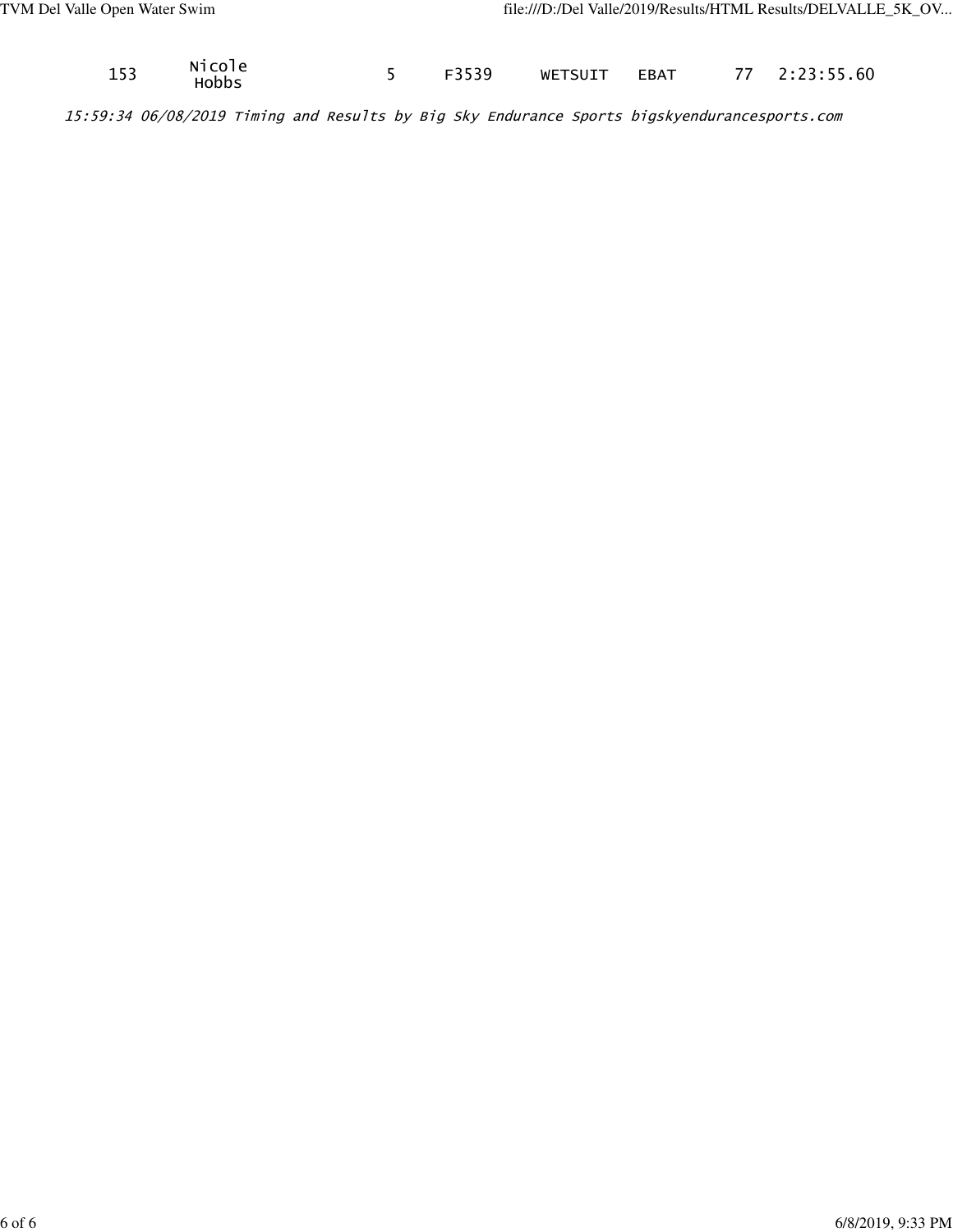| | | | | | | | |
|---|---|---|---|---|---|---|---|
| 153 | Nicole Hobbs | 5 | F3539 | WETSUIT | EBAT | 77 | 2:23:55.60 |

*15:59:34 06/08/2019 Timing and Results by Big Sky Endurance Sports bigskyendurancesports.com*